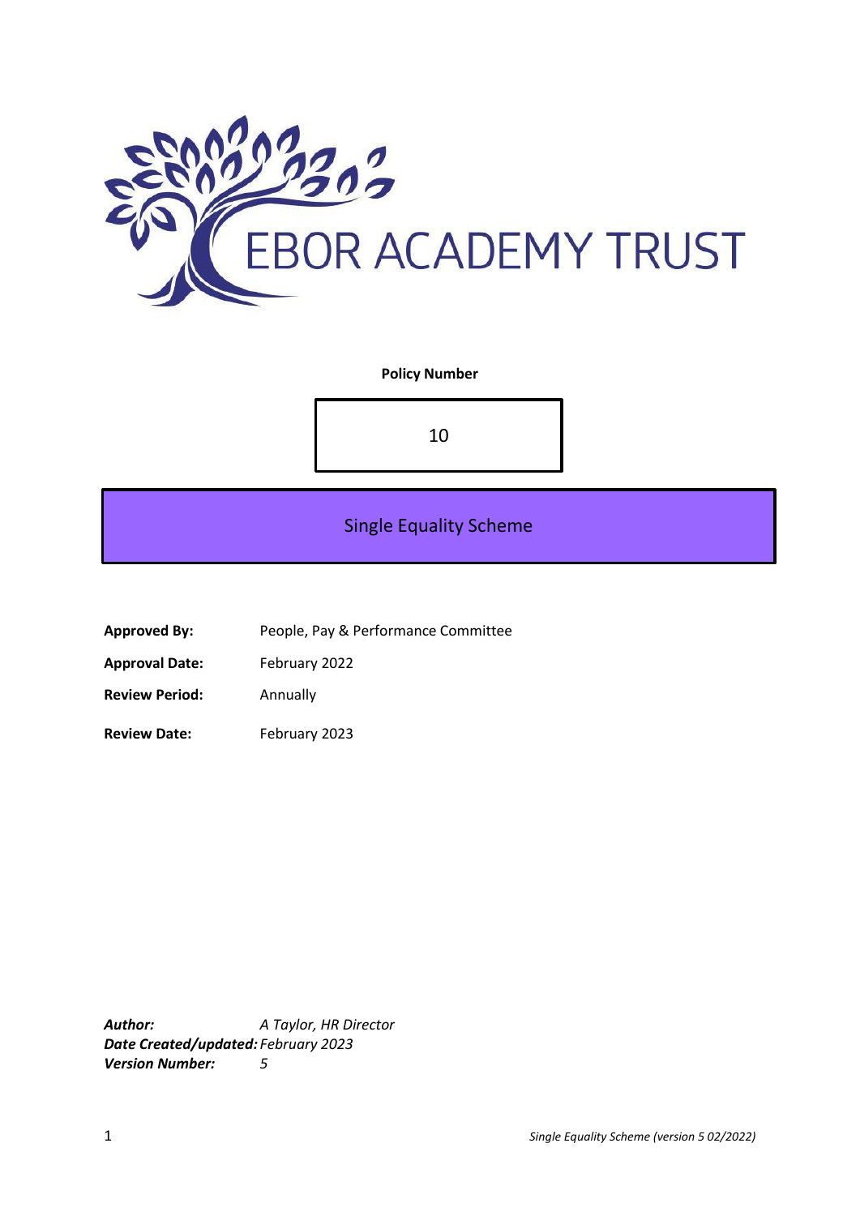EBOR ACADEMY TRUST

**Policy Number**

10

# Single Equality Scheme

| | |
|---|---|
| **Approved By:** | People, Pay & Performance Committee |
| **Approval Date:** | February 2022 |
| **Review Period:** | Annually |
| **Review Date:** | February 2023 |

***Author:*** *A Taylor, HR Director*
***Date Created/updated:*** *February 2023*
***Version Number:*** *5*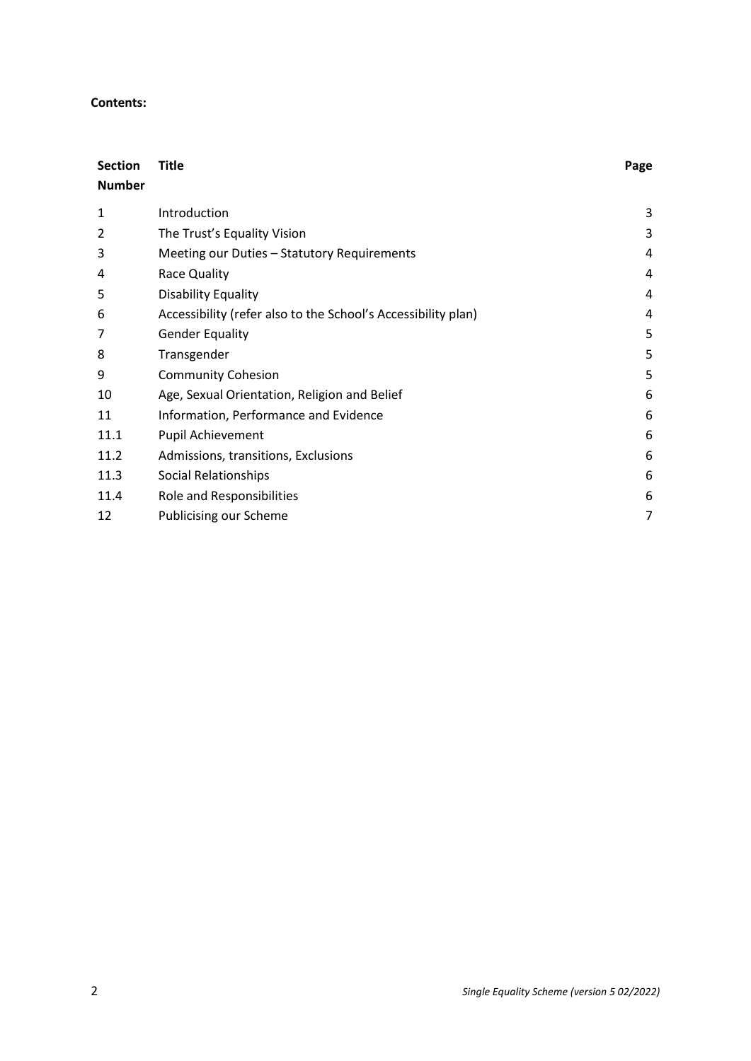**Contents:**

| Section Number | Title | Page |
|---|---|---|
| 1 | Introduction | 3 |
| 2 | The Trust's Equality Vision | 3 |
| 3 | Meeting our Duties – Statutory Requirements | 4 |
| 4 | Race Quality | 4 |
| 5 | Disability Equality | 4 |
| 6 | Accessibility (refer also to the School's Accessibility plan) | 4 |
| 7 | Gender Equality | 5 |
| 8 | Transgender | 5 |
| 9 | Community Cohesion | 5 |
| 10 | Age, Sexual Orientation, Religion and Belief | 6 |
| 11 | Information, Performance and Evidence | 6 |
| 11.1 | Pupil Achievement | 6 |
| 11.2 | Admissions, transitions, Exclusions | 6 |
| 11.3 | Social Relationships | 6 |
| 11.4 | Role and Responsibilities | 6 |
| 12 | Publicising our Scheme | 7 |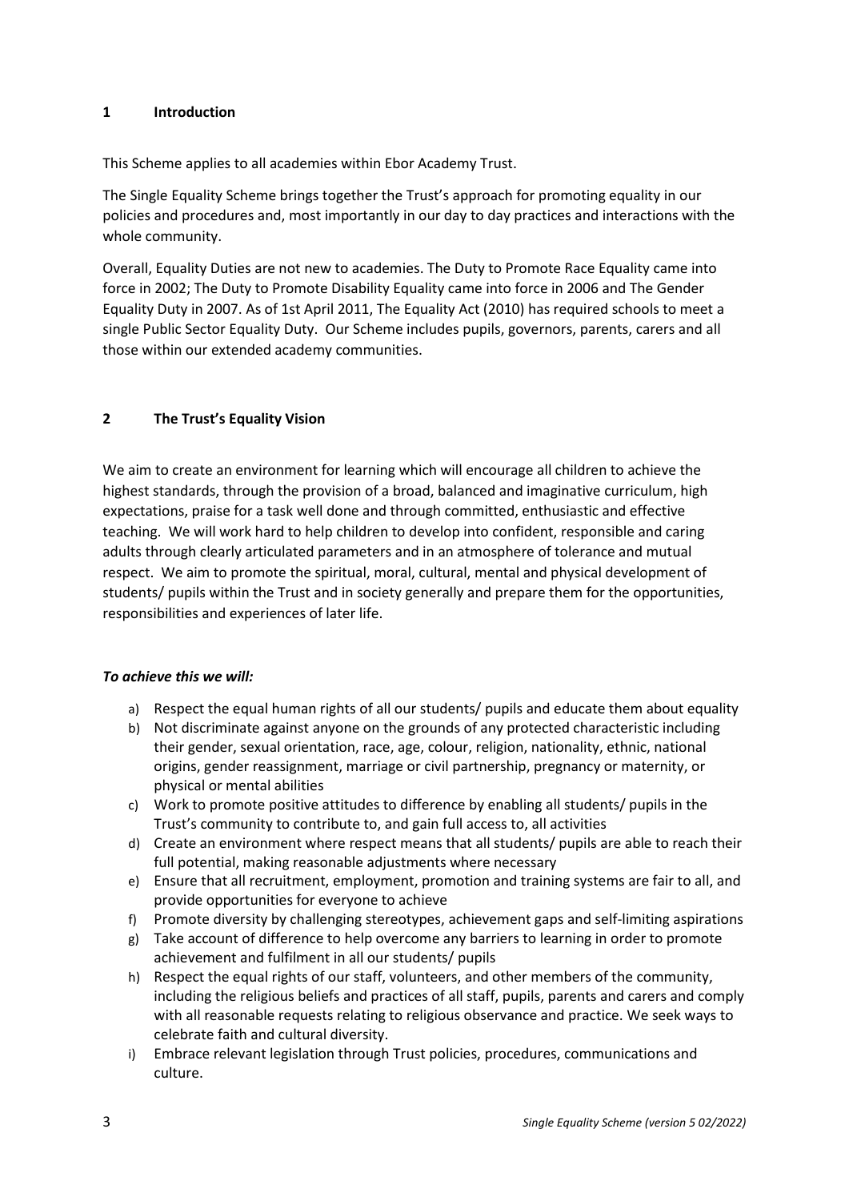## 1 Introduction

This Scheme applies to all academies within Ebor Academy Trust.

The Single Equality Scheme brings together the Trust's approach for promoting equality in our policies and procedures and, most importantly in our day to day practices and interactions with the whole community.

Overall, Equality Duties are not new to academies. The Duty to Promote Race Equality came into force in 2002; The Duty to Promote Disability Equality came into force in 2006 and The Gender Equality Duty in 2007. As of 1st April 2011, The Equality Act (2010) has required schools to meet a single Public Sector Equality Duty. Our Scheme includes pupils, governors, parents, carers and all those within our extended academy communities.

## 2 The Trust's Equality Vision

We aim to create an environment for learning which will encourage all children to achieve the highest standards, through the provision of a broad, balanced and imaginative curriculum, high expectations, praise for a task well done and through committed, enthusiastic and effective teaching. We will work hard to help children to develop into confident, responsible and caring adults through clearly articulated parameters and in an atmosphere of tolerance and mutual respect. We aim to promote the spiritual, moral, cultural, mental and physical development of students/ pupils within the Trust and in society generally and prepare them for the opportunities, responsibilities and experiences of later life.

***To achieve this we will:***

a) Respect the equal human rights of all our students/ pupils and educate them about equality
b) Not discriminate against anyone on the grounds of any protected characteristic including their gender, sexual orientation, race, age, colour, religion, nationality, ethnic, national origins, gender reassignment, marriage or civil partnership, pregnancy or maternity, or physical or mental abilities
c) Work to promote positive attitudes to difference by enabling all students/ pupils in the Trust's community to contribute to, and gain full access to, all activities
d) Create an environment where respect means that all students/ pupils are able to reach their full potential, making reasonable adjustments where necessary
e) Ensure that all recruitment, employment, promotion and training systems are fair to all, and provide opportunities for everyone to achieve
f) Promote diversity by challenging stereotypes, achievement gaps and self-limiting aspirations
g) Take account of difference to help overcome any barriers to learning in order to promote achievement and fulfilment in all our students/ pupils
h) Respect the equal rights of our staff, volunteers, and other members of the community, including the religious beliefs and practices of all staff, pupils, parents and carers and comply with all reasonable requests relating to religious observance and practice. We seek ways to celebrate faith and cultural diversity.
i) Embrace relevant legislation through Trust policies, procedures, communications and culture.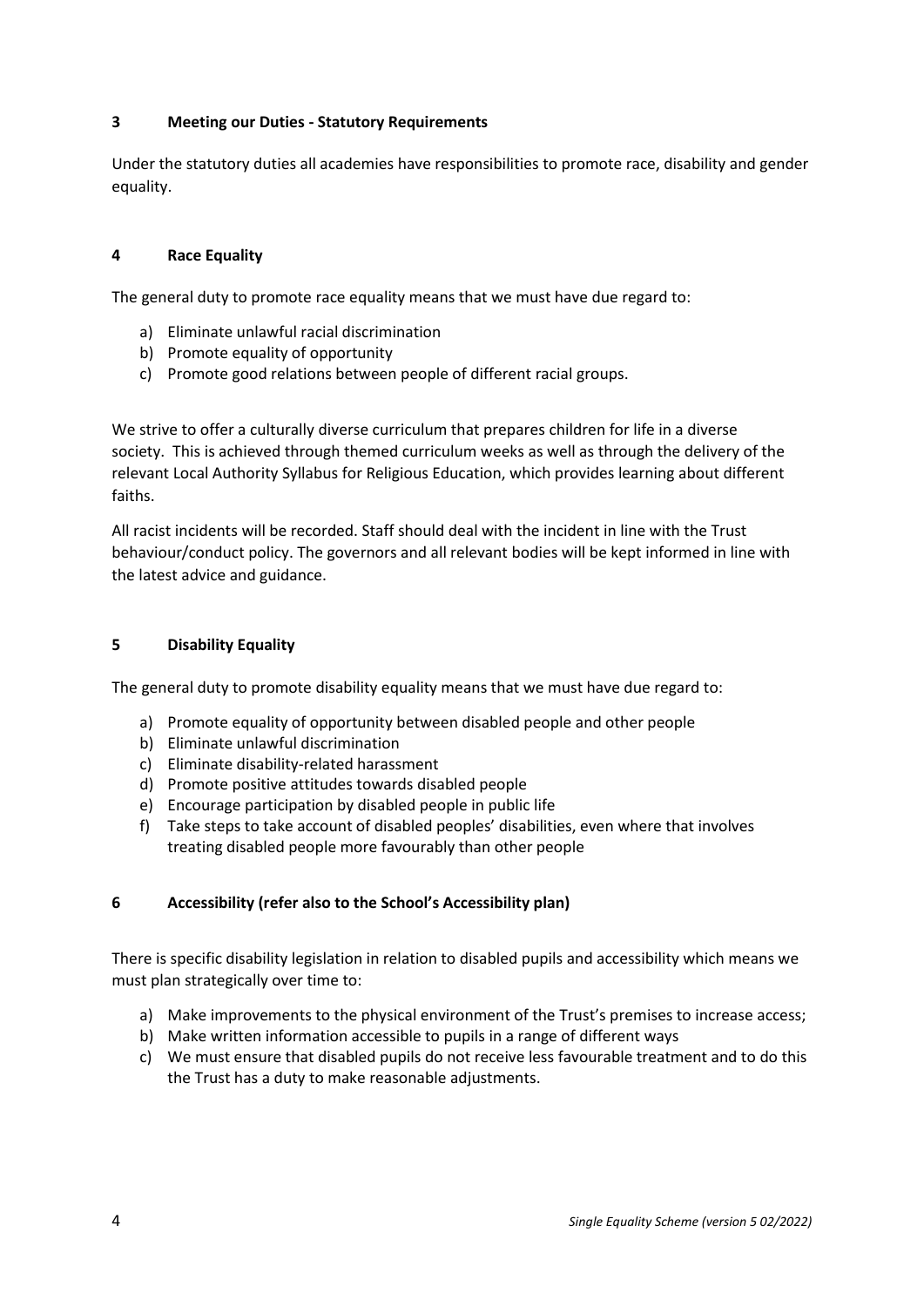## 3 Meeting our Duties - Statutory Requirements

Under the statutory duties all academies have responsibilities to promote race, disability and gender equality.

## 4 Race Equality

The general duty to promote race equality means that we must have due regard to:

a) Eliminate unlawful racial discrimination
b) Promote equality of opportunity
c) Promote good relations between people of different racial groups.

We strive to offer a culturally diverse curriculum that prepares children for life in a diverse society. This is achieved through themed curriculum weeks as well as through the delivery of the relevant Local Authority Syllabus for Religious Education, which provides learning about different faiths.

All racist incidents will be recorded. Staff should deal with the incident in line with the Trust behaviour/conduct policy. The governors and all relevant bodies will be kept informed in line with the latest advice and guidance.

## 5 Disability Equality

The general duty to promote disability equality means that we must have due regard to:

a) Promote equality of opportunity between disabled people and other people
b) Eliminate unlawful discrimination
c) Eliminate disability-related harassment
d) Promote positive attitudes towards disabled people
e) Encourage participation by disabled people in public life
f) Take steps to take account of disabled peoples' disabilities, even where that involves treating disabled people more favourably than other people

## 6 Accessibility (refer also to the School's Accessibility plan)

There is specific disability legislation in relation to disabled pupils and accessibility which means we must plan strategically over time to:

a) Make improvements to the physical environment of the Trust's premises to increase access;
b) Make written information accessible to pupils in a range of different ways
c) We must ensure that disabled pupils do not receive less favourable treatment and to do this the Trust has a duty to make reasonable adjustments.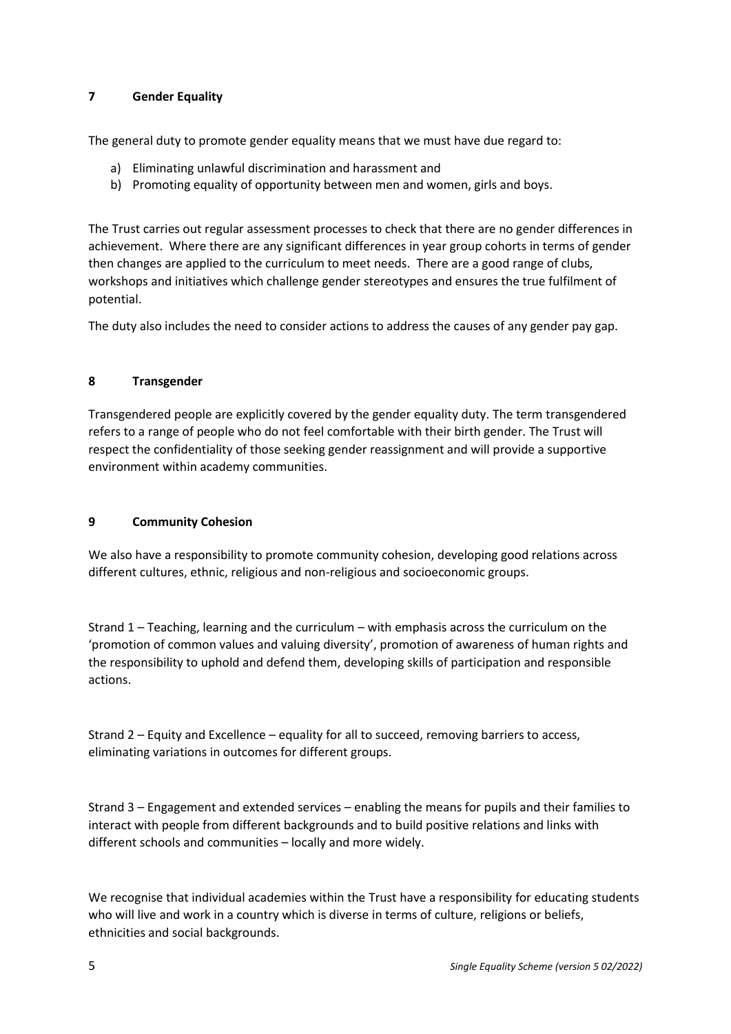## 7 Gender Equality

The general duty to promote gender equality means that we must have due regard to:

a) Eliminating unlawful discrimination and harassment and
b) Promoting equality of opportunity between men and women, girls and boys.

The Trust carries out regular assessment processes to check that there are no gender differences in achievement. Where there are any significant differences in year group cohorts in terms of gender then changes are applied to the curriculum to meet needs. There are a good range of clubs, workshops and initiatives which challenge gender stereotypes and ensures the true fulfilment of potential.

The duty also includes the need to consider actions to address the causes of any gender pay gap.

## 8 Transgender

Transgendered people are explicitly covered by the gender equality duty. The term transgendered refers to a range of people who do not feel comfortable with their birth gender. The Trust will respect the confidentiality of those seeking gender reassignment and will provide a supportive environment within academy communities.

## 9 Community Cohesion

We also have a responsibility to promote community cohesion, developing good relations across different cultures, ethnic, religious and non-religious and socioeconomic groups.

Strand 1 – Teaching, learning and the curriculum – with emphasis across the curriculum on the 'promotion of common values and valuing diversity', promotion of awareness of human rights and the responsibility to uphold and defend them, developing skills of participation and responsible actions.

Strand 2 – Equity and Excellence – equality for all to succeed, removing barriers to access, eliminating variations in outcomes for different groups.

Strand 3 – Engagement and extended services – enabling the means for pupils and their families to interact with people from different backgrounds and to build positive relations and links with different schools and communities – locally and more widely.

We recognise that individual academies within the Trust have a responsibility for educating students who will live and work in a country which is diverse in terms of culture, religions or beliefs, ethnicities and social backgrounds.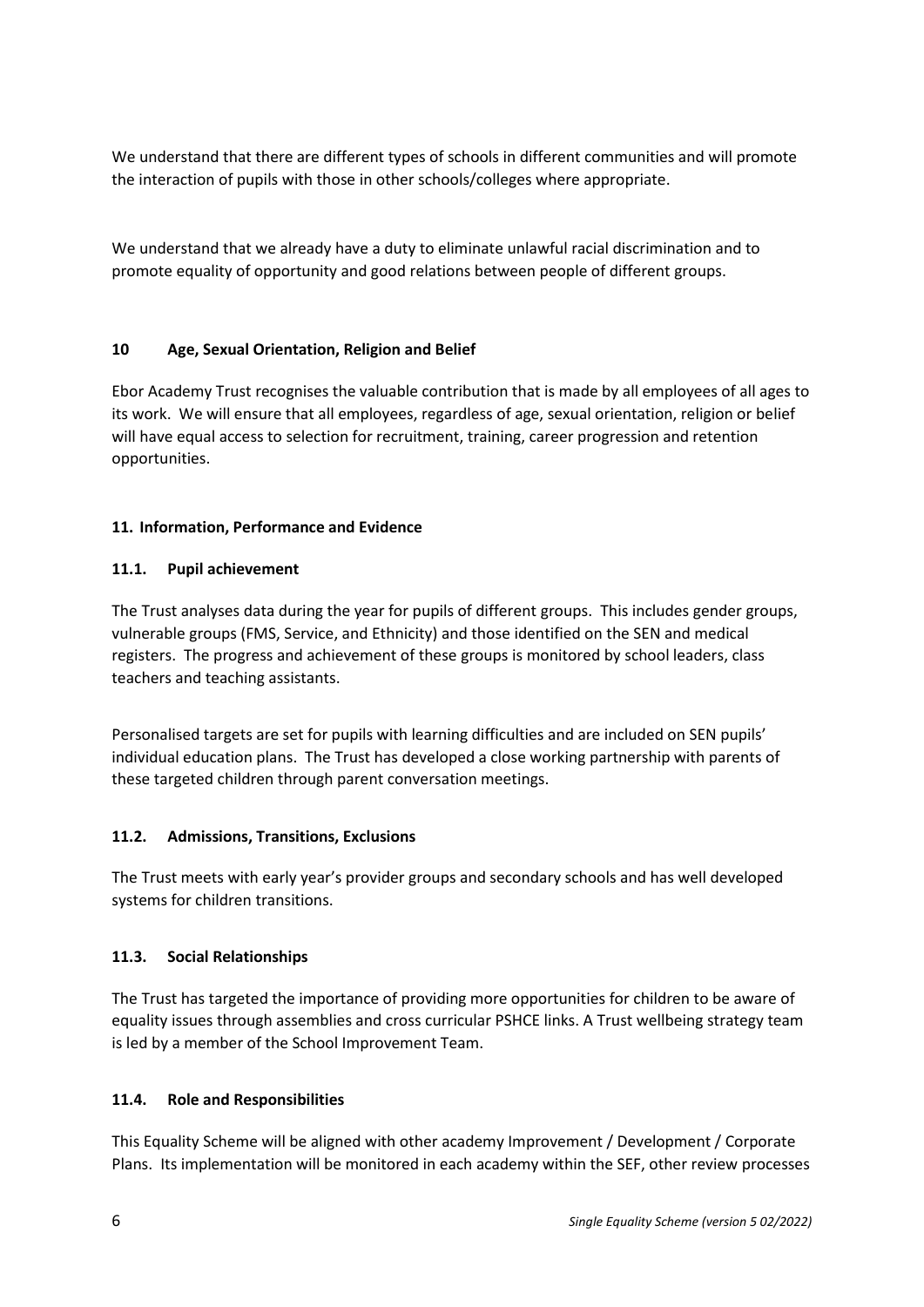We understand that there are different types of schools in different communities and will promote the interaction of pupils with those in other schools/colleges where appropriate.

We understand that we already have a duty to eliminate unlawful racial discrimination and to promote equality of opportunity and good relations between people of different groups.

## 10 Age, Sexual Orientation, Religion and Belief

Ebor Academy Trust recognises the valuable contribution that is made by all employees of all ages to its work. We will ensure that all employees, regardless of age, sexual orientation, religion or belief will have equal access to selection for recruitment, training, career progression and retention opportunities.

## 11. Information, Performance and Evidence

### 11.1. Pupil achievement

The Trust analyses data during the year for pupils of different groups. This includes gender groups, vulnerable groups (FMS, Service, and Ethnicity) and those identified on the SEN and medical registers. The progress and achievement of these groups is monitored by school leaders, class teachers and teaching assistants.

Personalised targets are set for pupils with learning difficulties and are included on SEN pupils' individual education plans. The Trust has developed a close working partnership with parents of these targeted children through parent conversation meetings.

### 11.2. Admissions, Transitions, Exclusions

The Trust meets with early year's provider groups and secondary schools and has well developed systems for children transitions.

### 11.3. Social Relationships

The Trust has targeted the importance of providing more opportunities for children to be aware of equality issues through assemblies and cross curricular PSHCE links. A Trust wellbeing strategy team is led by a member of the School Improvement Team.

### 11.4. Role and Responsibilities

This Equality Scheme will be aligned with other academy Improvement / Development / Corporate Plans. Its implementation will be monitored in each academy within the SEF, other review processes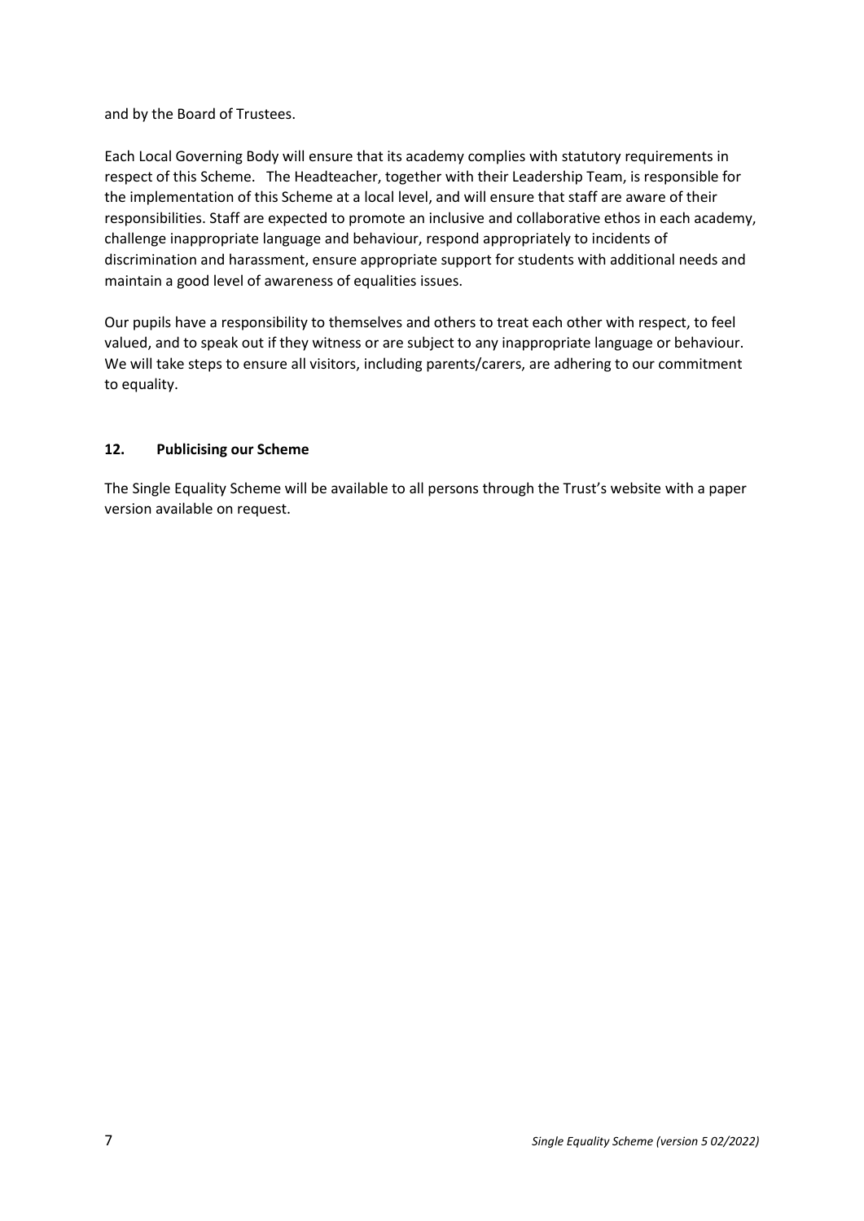and by the Board of Trustees.

Each Local Governing Body will ensure that its academy complies with statutory requirements in respect of this Scheme. The Headteacher, together with their Leadership Team, is responsible for the implementation of this Scheme at a local level, and will ensure that staff are aware of their responsibilities. Staff are expected to promote an inclusive and collaborative ethos in each academy, challenge inappropriate language and behaviour, respond appropriately to incidents of discrimination and harassment, ensure appropriate support for students with additional needs and maintain a good level of awareness of equalities issues.

Our pupils have a responsibility to themselves and others to treat each other with respect, to feel valued, and to speak out if they witness or are subject to any inappropriate language or behaviour. We will take steps to ensure all visitors, including parents/carers, are adhering to our commitment to equality.

## 12. Publicising our Scheme

The Single Equality Scheme will be available to all persons through the Trust's website with a paper version available on request.